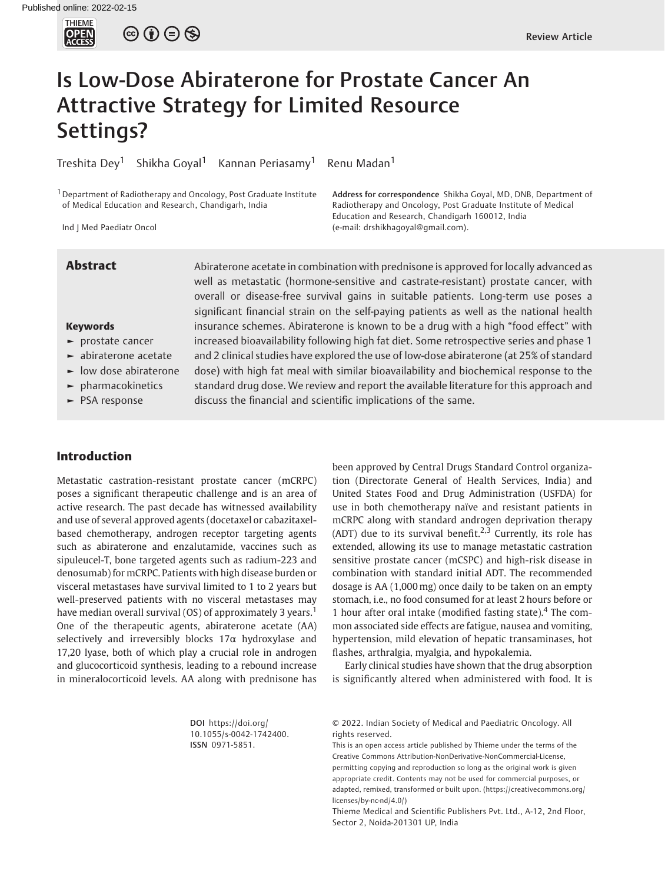Review Article

# Is Low-Dose Abiraterone for Prostate Cancer An Attractive Strategy for Limited Resource Settings?

Treshita Dey[1] Shikha Goyal[1] Kannan Periasamy[1] Renu Madan[1]

[1] Department of Radiotherapy and Oncology, Post Graduate Institute of Medical Education and Research, Chandigarh, India

Ind J Med Paediatr Oncol

**Address for correspondence** Shikha Goyal, MD, DNB, Department of Radiotherapy and Oncology, Post Graduate Institute of Medical Education and Research, Chandigarh 160012, India (e-mail: drshikhagoyal@gmail.com).

## Abstract

Abiraterone acetate in combination with prednisone is approved for locally advanced as well as metastatic (hormone-sensitive and castrate-resistant) prostate cancer, with overall or disease-free survival gains in suitable patients. Long-term use poses a significant financial strain on the self-paying patients as well as the national health insurance schemes. Abiraterone is known to be a drug with a high "food effect" with increased bioavailability following high fat diet. Some retrospective series and phase 1 and 2 clinical studies have explored the use of low-dose abiraterone (at 25% of standard dose) with high fat meal with similar bioavailability and biochemical response to the standard drug dose. We review and report the available literature for this approach and discuss the financial and scientific implications of the same.

**Keywords**

- prostate cancer
- abiraterone acetate
- low dose abiraterone
- pharmacokinetics
- PSA response

## Introduction

Metastatic castration-resistant prostate cancer (mCRPC) poses a significant therapeutic challenge and is an area of active research. The past decade has witnessed availability and use of several approved agents (docetaxel or cabazitaxel-based chemotherapy, androgen receptor targeting agents such as abiraterone and enzalutamide, vaccines such as sipuleucel-T, bone targeted agents such as radium-223 and denosumab) for mCRPC. Patients with high disease burden or visceral metastases have survival limited to 1 to 2 years but well-preserved patients with no visceral metastases may have median overall survival (OS) of approximately 3 years.[1] One of the therapeutic agents, abiraterone acetate (AA) selectively and irreversibly blocks 17α hydroxylase and 17,20 lyase, both of which play a crucial role in androgen and glucocorticoid synthesis, leading to a rebound increase in mineralocorticoid levels. AA along with prednisone has been approved by Central Drugs Standard Control organization (Directorate General of Health Services, India) and United States Food and Drug Administration (USFDA) for use in both chemotherapy naïve and resistant patients in mCRPC along with standard androgen deprivation therapy (ADT) due to its survival benefit.[2,3] Currently, its role has extended, allowing its use to manage metastatic castration sensitive prostate cancer (mCSPC) and high-risk disease in combination with standard initial ADT. The recommended dosage is AA (1,000 mg) once daily to be taken on an empty stomach, i.e., no food consumed for at least 2 hours before or 1 hour after oral intake (modified fasting state).[4] The common associated side effects are fatigue, nausea and vomiting, hypertension, mild elevation of hepatic transaminases, hot flashes, arthralgia, myalgia, and hypokalemia.

Early clinical studies have shown that the drug absorption is significantly altered when administered with food. It is

**DOI** https://doi.org/10.1055/s-0042-1742400.
**ISSN** 0971-5851.

© 2022. Indian Society of Medical and Paediatric Oncology. All rights reserved.
This is an open access article published by Thieme under the terms of the Creative Commons Attribution-NonDerivative-NonCommercial-License, permitting copying and reproduction so long as the original work is given appropriate credit. Contents may not be used for commercial purposes, or adapted, remixed, transformed or built upon. (https://creativecommons.org/licenses/by-nc-nd/4.0/)
Thieme Medical and Scientific Publishers Pvt. Ltd., A-12, 2nd Floor, Sector 2, Noida-201301 UP, India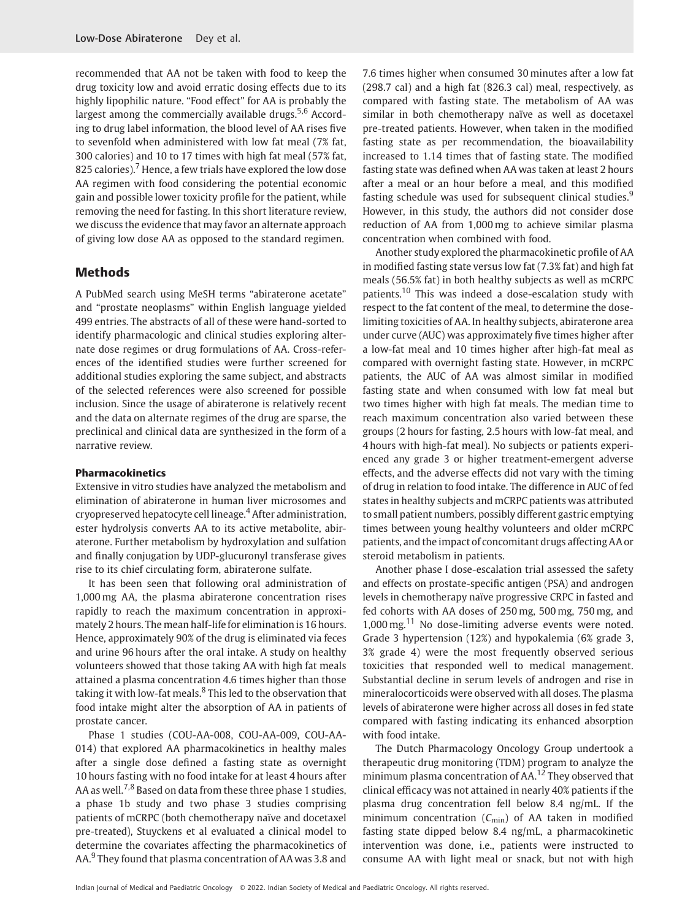recommended that AA not be taken with food to keep the drug toxicity low and avoid erratic dosing effects due to its highly lipophilic nature. "Food effect" for AA is probably the largest among the commercially available drugs.[5,6] According to drug label information, the blood level of AA rises five to sevenfold when administered with low fat meal (7% fat, 300 calories) and 10 to 17 times with high fat meal (57% fat, 825 calories).[7] Hence, a few trials have explored the low dose AA regimen with food considering the potential economic gain and possible lower toxicity profile for the patient, while removing the need for fasting. In this short literature review, we discuss the evidence that may favor an alternate approach of giving low dose AA as opposed to the standard regimen.

## Methods

A PubMed search using MeSH terms "abiraterone acetate" and "prostate neoplasms" within English language yielded 499 entries. The abstracts of all of these were hand-sorted to identify pharmacologic and clinical studies exploring alternate dose regimes or drug formulations of AA. Cross-references of the identified studies were further screened for additional studies exploring the same subject, and abstracts of the selected references were also screened for possible inclusion. Since the usage of abiraterone is relatively recent and the data on alternate regimes of the drug are sparse, the preclinical and clinical data are synthesized in the form of a narrative review.

### Pharmacokinetics

Extensive in vitro studies have analyzed the metabolism and elimination of abiraterone in human liver microsomes and cryopreserved hepatocyte cell lineage.[4] After administration, ester hydrolysis converts AA to its active metabolite, abiraterone. Further metabolism by hydroxylation and sulfation and finally conjugation by UDP-glucuronyl transferase gives rise to its chief circulating form, abiraterone sulfate.

It has been seen that following oral administration of 1,000 mg AA, the plasma abiraterone concentration rises rapidly to reach the maximum concentration in approximately 2 hours. The mean half-life for elimination is 16 hours. Hence, approximately 90% of the drug is eliminated via feces and urine 96 hours after the oral intake. A study on healthy volunteers showed that those taking AA with high fat meals attained a plasma concentration 4.6 times higher than those taking it with low-fat meals.[8] This led to the observation that food intake might alter the absorption of AA in patients of prostate cancer.

Phase 1 studies (COU-AA-008, COU-AA-009, COU-AA-014) that explored AA pharmacokinetics in healthy males after a single dose defined a fasting state as overnight 10 hours fasting with no food intake for at least 4 hours after AA as well.[7,8] Based on data from these three phase 1 studies, a phase 1b study and two phase 3 studies comprising patients of mCRPC (both chemotherapy naïve and docetaxel pre-treated), Stuyckens et al evaluated a clinical model to determine the covariates affecting the pharmacokinetics of AA.[9] They found that plasma concentration of AA was 3.8 and 7.6 times higher when consumed 30 minutes after a low fat (298.7 cal) and a high fat (826.3 cal) meal, respectively, as compared with fasting state. The metabolism of AA was similar in both chemotherapy naïve as well as docetaxel pre-treated patients. However, when taken in the modified fasting state as per recommendation, the bioavailability increased to 1.14 times that of fasting state. The modified fasting state was defined when AA was taken at least 2 hours after a meal or an hour before a meal, and this modified fasting schedule was used for subsequent clinical studies.[9] However, in this study, the authors did not consider dose reduction of AA from 1,000 mg to achieve similar plasma concentration when combined with food.

Another study explored the pharmacokinetic profile of AA in modified fasting state versus low fat (7.3% fat) and high fat meals (56.5% fat) in both healthy subjects as well as mCRPC patients.[10] This was indeed a dose-escalation study with respect to the fat content of the meal, to determine the dose-limiting toxicities of AA. In healthy subjects, abiraterone area under curve (AUC) was approximately five times higher after a low-fat meal and 10 times higher after high-fat meal as compared with overnight fasting state. However, in mCRPC patients, the AUC of AA was almost similar in modified fasting state and when consumed with low fat meal but two times higher with high fat meals. The median time to reach maximum concentration also varied between these groups (2 hours for fasting, 2.5 hours with low-fat meal, and 4 hours with high-fat meal). No subjects or patients experienced any grade 3 or higher treatment-emergent adverse effects, and the adverse effects did not vary with the timing of drug in relation to food intake. The difference in AUC of fed states in healthy subjects and mCRPC patients was attributed to small patient numbers, possibly different gastric emptying times between young healthy volunteers and older mCRPC patients, and the impact of concomitant drugs affecting AA or steroid metabolism in patients.

Another phase I dose-escalation trial assessed the safety and effects on prostate-specific antigen (PSA) and androgen levels in chemotherapy naïve progressive CRPC in fasted and fed cohorts with AA doses of 250 mg, 500 mg, 750 mg, and 1,000 mg.[11] No dose-limiting adverse events were noted. Grade 3 hypertension (12%) and hypokalemia (6% grade 3, 3% grade 4) were the most frequently observed serious toxicities that responded well to medical management. Substantial decline in serum levels of androgen and rise in mineralocorticoids were observed with all doses. The plasma levels of abiraterone were higher across all doses in fed state compared with fasting indicating its enhanced absorption with food intake.

The Dutch Pharmacology Oncology Group undertook a therapeutic drug monitoring (TDM) program to analyze the minimum plasma concentration of AA.[12] They observed that clinical efficacy was not attained in nearly 40% patients if the plasma drug concentration fell below 8.4 ng/mL. If the minimum concentration ($C_{min}$) of AA taken in modified fasting state dipped below 8.4 ng/mL, a pharmacokinetic intervention was done, i.e., patients were instructed to consume AA with light meal or snack, but not with high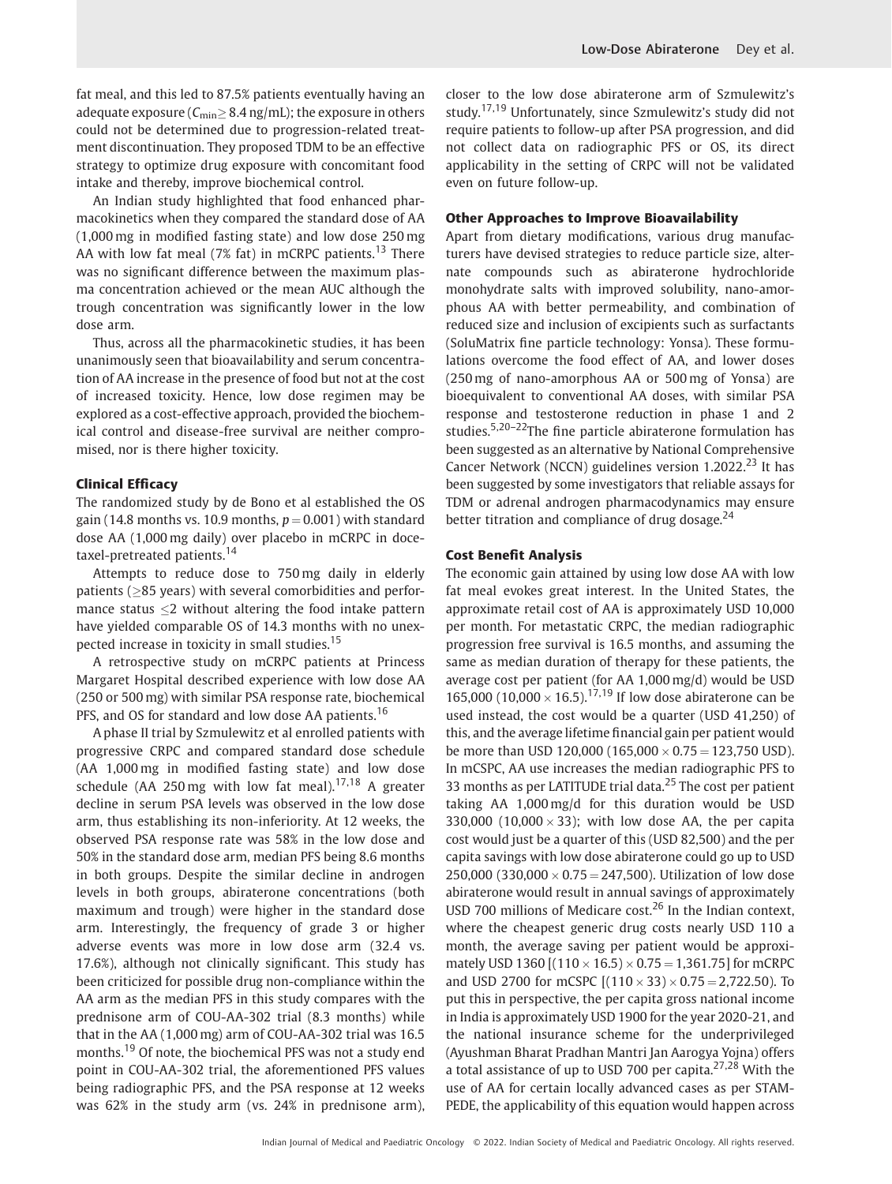fat meal, and this led to 87.5% patients eventually having an adequate exposure ($C_{min} \geq 8.4$ ng/mL); the exposure in others could not be determined due to progression-related treatment discontinuation. They proposed TDM to be an effective strategy to optimize drug exposure with concomitant food intake and thereby, improve biochemical control.

An Indian study highlighted that food enhanced pharmacokinetics when they compared the standard dose of AA (1,000 mg in modified fasting state) and low dose 250 mg AA with low fat meal (7% fat) in mCRPC patients.[13] There was no significant difference between the maximum plasma concentration achieved or the mean AUC although the trough concentration was significantly lower in the low dose arm.

Thus, across all the pharmacokinetic studies, it has been unanimously seen that bioavailability and serum concentration of AA increase in the presence of food but not at the cost of increased toxicity. Hence, low dose regimen may be explored as a cost-effective approach, provided the biochemical control and disease-free survival are neither compromised, nor is there higher toxicity.

### Clinical Efficacy

The randomized study by de Bono et al established the OS gain (14.8 months vs. 10.9 months, $p = 0.001$) with standard dose AA (1,000 mg daily) over placebo in mCRPC in docetaxel-pretreated patients.[14]

Attempts to reduce dose to 750 mg daily in elderly patients ($\geq$85 years) with several comorbidities and performance status $\leq$2 without altering the food intake pattern have yielded comparable OS of 14.3 months with no unexpected increase in toxicity in small studies.[15]

A retrospective study on mCRPC patients at Princess Margaret Hospital described experience with low dose AA (250 or 500 mg) with similar PSA response rate, biochemical PFS, and OS for standard and low dose AA patients.[16]

A phase II trial by Szmulewitz et al enrolled patients with progressive CRPC and compared standard dose schedule (AA 1,000 mg in modified fasting state) and low dose schedule (AA 250 mg with low fat meal).[17,18] A greater decline in serum PSA levels was observed in the low dose arm, thus establishing its non-inferiority. At 12 weeks, the observed PSA response rate was 58% in the low dose and 50% in the standard dose arm, median PFS being 8.6 months in both groups. Despite the similar decline in androgen levels in both groups, abiraterone concentrations (both maximum and trough) were higher in the standard dose arm. Interestingly, the frequency of grade 3 or higher adverse events was more in low dose arm (32.4 vs. 17.6%), although not clinically significant. This study has been criticized for possible drug non-compliance within the AA arm as the median PFS in this study compares with the prednisone arm of COU-AA-302 trial (8.3 months) while that in the AA (1,000 mg) arm of COU-AA-302 trial was 16.5 months.[19] Of note, the biochemical PFS was not a study end point in COU-AA-302 trial, the aforementioned PFS values being radiographic PFS, and the PSA response at 12 weeks was 62% in the study arm (vs. 24% in prednisone arm), closer to the low dose abiraterone arm of Szmulewitz's study.[17,19] Unfortunately, since Szmulewitz's study did not require patients to follow-up after PSA progression, and did not collect data on radiographic PFS or OS, its direct applicability in the setting of CRPC will not be validated even on future follow-up.

### Other Approaches to Improve Bioavailability

Apart from dietary modifications, various drug manufacturers have devised strategies to reduce particle size, alternate compounds such as abiraterone hydrochloride monohydrate salts with improved solubility, nano-amorphous AA with better permeability, and combination of reduced size and inclusion of excipients such as surfactants (SoluMatrix fine particle technology: Yonsa). These formulations overcome the food effect of AA, and lower doses (250 mg of nano-amorphous AA or 500 mg of Yonsa) are bioequivalent to conventional AA doses, with similar PSA response and testosterone reduction in phase 1 and 2 studies.[5,20–22] The fine particle abiraterone formulation has been suggested as an alternative by National Comprehensive Cancer Network (NCCN) guidelines version 1.2022.[23] It has been suggested by some investigators that reliable assays for TDM or adrenal androgen pharmacodynamics may ensure better titration and compliance of drug dosage.[24]

### Cost Benefit Analysis

The economic gain attained by using low dose AA with low fat meal evokes great interest. In the United States, the approximate retail cost of AA is approximately USD 10,000 per month. For metastatic CRPC, the median radiographic progression free survival is 16.5 months, and assuming the same as median duration of therapy for these patients, the average cost per patient (for AA 1,000 mg/d) would be USD 165,000 ($10{,}000 \times 16.5$).[17,19] If low dose abiraterone can be used instead, the cost would be a quarter (USD 41,250) of this, and the average lifetime financial gain per patient would be more than USD 120,000 ($165{,}000 \times 0.75 = 123{,}750$ USD). In mCSPC, AA use increases the median radiographic PFS to 33 months as per LATITUDE trial data.[25] The cost per patient taking AA 1,000 mg/d for this duration would be USD 330,000 ($10{,}000 \times 33$); with low dose AA, the per capita cost would just be a quarter of this (USD 82,500) and the per capita savings with low dose abiraterone could go up to USD 250,000 ($330{,}000 \times 0.75 = 247{,}500$). Utilization of low dose abiraterone would result in annual savings of approximately USD 700 millions of Medicare cost.[26] In the Indian context, where the cheapest generic drug costs nearly USD 110 a month, the average saving per patient would be approximately USD 1360 [$(110 \times 16.5) \times 0.75 = 1{,}361.75$] for mCRPC and USD 2700 for mCSPC [$(110 \times 33) \times 0.75 = 2{,}722.50$). To put this in perspective, the per capita gross national income in India is approximately USD 1900 for the year 2020-21, and the national insurance scheme for the underprivileged (Ayushman Bharat Pradhan Mantri Jan Aarogya Yojna) offers a total assistance of up to USD 700 per capita.[27,28] With the use of AA for certain locally advanced cases as per STAMPEDE, the applicability of this equation would happen across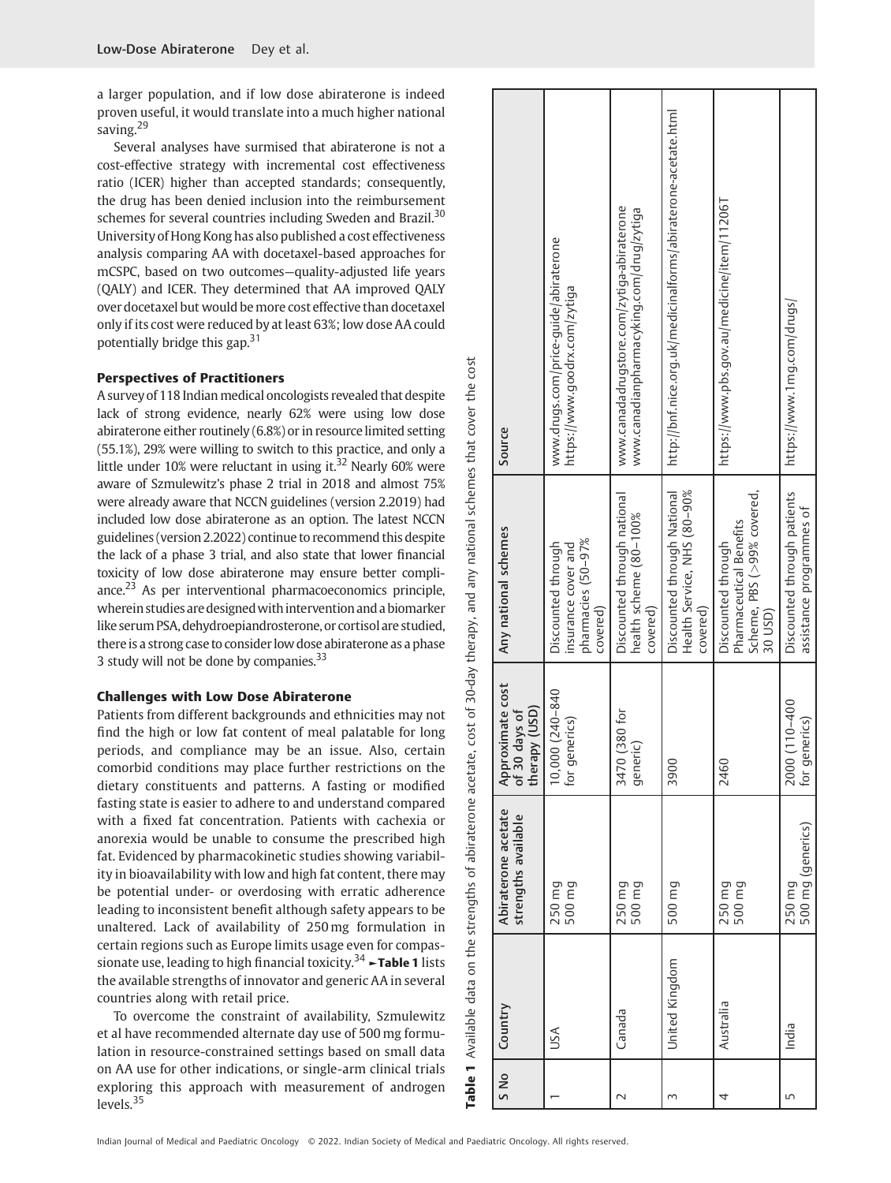a larger population, and if low dose abiraterone is indeed proven useful, it would translate into a much higher national saving.[29]

Several analyses have surmised that abiraterone is not a cost-effective strategy with incremental cost effectiveness ratio (ICER) higher than accepted standards; consequently, the drug has been denied inclusion into the reimbursement schemes for several countries including Sweden and Brazil.[30] University of Hong Kong has also published a cost effectiveness analysis comparing AA with docetaxel-based approaches for mCSPC, based on two outcomes—quality-adjusted life years (QALY) and ICER. They determined that AA improved QALY over docetaxel but would be more cost effective than docetaxel only if its cost were reduced by at least 63%; low dose AA could potentially bridge this gap.[31]

### Perspectives of Practitioners

A survey of 118 Indian medical oncologists revealed that despite lack of strong evidence, nearly 62% were using low dose abiraterone either routinely (6.8%) or in resource limited setting (55.1%), 29% were willing to switch to this practice, and only a little under 10% were reluctant in using it.[32] Nearly 60% were aware of Szmulewitz's phase 2 trial in 2018 and almost 75% were already aware that NCCN guidelines (version 2.2019) had included low dose abiraterone as an option. The latest NCCN guidelines (version 2.2022) continue to recommend this despite the lack of a phase 3 trial, and also state that lower financial toxicity of low dose abiraterone may ensure better compliance.[23] As per interventional pharmacoeconomics principle, wherein studies are designed with intervention and a biomarker like serum PSA, dehydroepiandrosterone, or cortisol are studied, there is a strong case to consider low dose abiraterone as a phase 3 study will not be done by companies.[33]

### Challenges with Low Dose Abiraterone

Patients from different backgrounds and ethnicities may not find the high or low fat content of meal palatable for long periods, and compliance may be an issue. Also, certain comorbid conditions may place further restrictions on the dietary constituents and patterns. A fasting or modified fasting state is easier to adhere to and understand compared with a fixed fat concentration. Patients with cachexia or anorexia would be unable to consume the prescribed high fat. Evidenced by pharmacokinetic studies showing variability in bioavailability with low and high fat content, there may be potential under- or overdosing with erratic adherence leading to inconsistent benefit although safety appears to be unaltered. Lack of availability of 250 mg formulation in certain regions such as Europe limits usage even for compassionate use, leading to high financial toxicity.[34] ►**Table 1** lists the available strengths of innovator and generic AA in several countries along with retail price.

To overcome the constraint of availability, Szmulewitz et al have recommended alternate day use of 500 mg formulation in resource-constrained settings based on small data on AA use for other indications, or single-arm clinical trials exploring this approach with measurement of androgen levels.[35]

**Table 1** Available data on the strengths of abiraterone acetate, cost of 30-day therapy, and any national schemes that cover the cost

| S No | Country | Abiraterone acetate strengths available | Approximate cost of 30 days of therapy (USD) | Any national schemes | Source |
|---|---|---|---|---|---|
| 1 | USA | 250 mg<br>500 mg | 10,000 (240–840 for generics) | Discounted through insurance cover and pharmacies (50–97% covered) | www.drugs.com/price-guide/abiraterone<br>https://www.goodrx.com/zytiga |
| 2 | Canada | 250 mg<br>500 mg | 3470 (380 for generic) | Discounted through national health scheme (80–100% covered) | www.canadadrugstore.com/zytiga-abiraterone<br>www.canadianpharmacyking.com/drug/zytiga |
| 3 | United Kingdom | 500 mg | 3900 | Discounted through National Health Service, NHS (80–90% covered) | http://bnf.nice.org.uk/medicinalforms/abiraterone-acetate.html |
| 4 | Australia | 250 mg<br>500 mg | 2460 | Discounted through Pharmaceutical Benefits Scheme, PBS (>99% covered, 30 USD) | https://www.pbs.gov.au/medicine/item/11206T |
| 5 | India | 250 mg<br>500 mg (generics) | 2000 (110–400 for generics) | Discounted through patients assistance programmes of | https://www.1mg.com/drugs/ |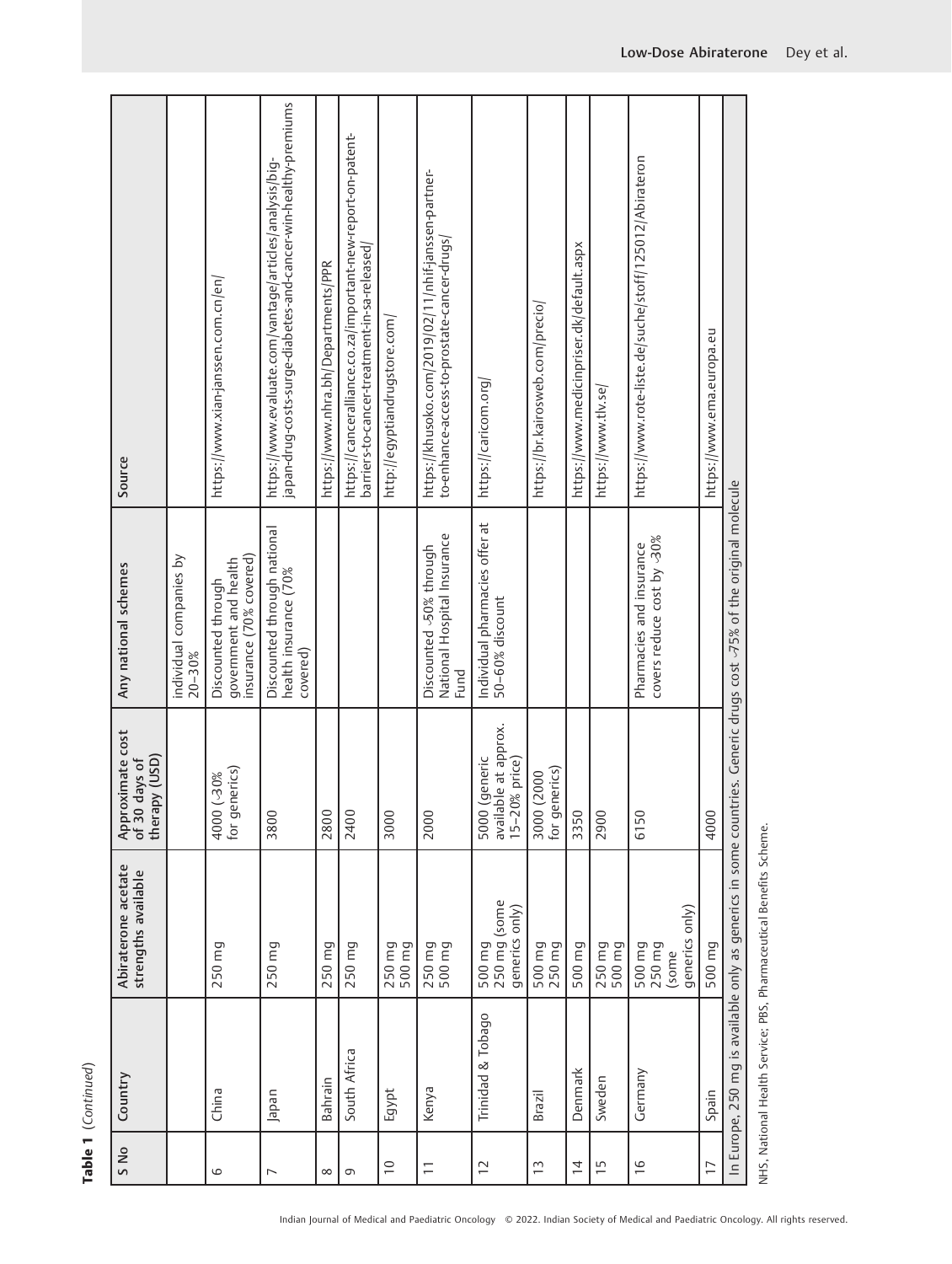**Table 1** (*Continued*)

| S No | Country | Abiraterone acetate strengths available | Approximate cost of 30 days of therapy (USD) | Any national schemes | Source |
|---|---|---|---|---|---|
| | | | | individual companies by 20–30% | |
| 6 | China | 250 mg | 4000 (~30% for generics) | Discounted through government and health insurance (70% covered) | https://www.xian-janssen.com.cn/en/ |
| 7 | Japan | 250 mg | 3800 | Discounted through national health insurance (70% covered) | https://www.evaluate.com/vantage/articles/analysis/big-japan-drug-costs-surge-diabetes-and-cancer-win-healthy-premiums |
| 8 | Bahrain | 250 mg | 2800 | | https://www.nhra.bh/Departments/PPR |
| 9 | South Africa | 250 mg | 2400 | | https://canceralliance.co.za/important-new-report-on-patent-barriers-to-cancer-treatment-in-sa-released/ |
| 10 | Egypt | 250 mg<br>500 mg | 3000 | | http://egyptiandrugstore.com/ |
| 11 | Kenya | 250 mg<br>500 mg | 2000 | Discounted ~50% through National Hospital Insurance Fund | https://khusoko.com/2019/02/11/nhif-janssen-partner-to-enhance-access-to-prostate-cancer-drugs/ |
| 12 | Trinidad & Tobago | 500 mg<br>250 mg (some generics only) | 5000 (generic available at approx. 15–20% price) | Individual pharmacies offer at 50–60% discount | https://caricom.org/ |
| 13 | Brazil | 500 mg<br>250 mg | 3000 (2000 for generics) | | https://br.kairosweb.com/precio/ |
| 14 | Denmark | 500 mg | 3350 | | https://www.medicinpriser.dk/default.aspx |
| 15 | Sweden | 250 mg<br>500 mg | 2900 | | https://www.tlv.se/ |
| 16 | Germany | 500 mg<br>250 mg (some generics only) | 6150 | Pharmacies and insurance covers reduce cost by ~30% | https://www.rote-liste.de/suche/stoff/125012/Abirateron |
| 17 | Spain | 500 mg | 4000 | | https://www.ema.europa.eu |
| In Europe, 250 mg is available only as generics in some countries. Generic drugs cost ~75% of the original molecule | | | | | |

NHS, National Health Service; PBS, Pharmaceutical Benefits Scheme.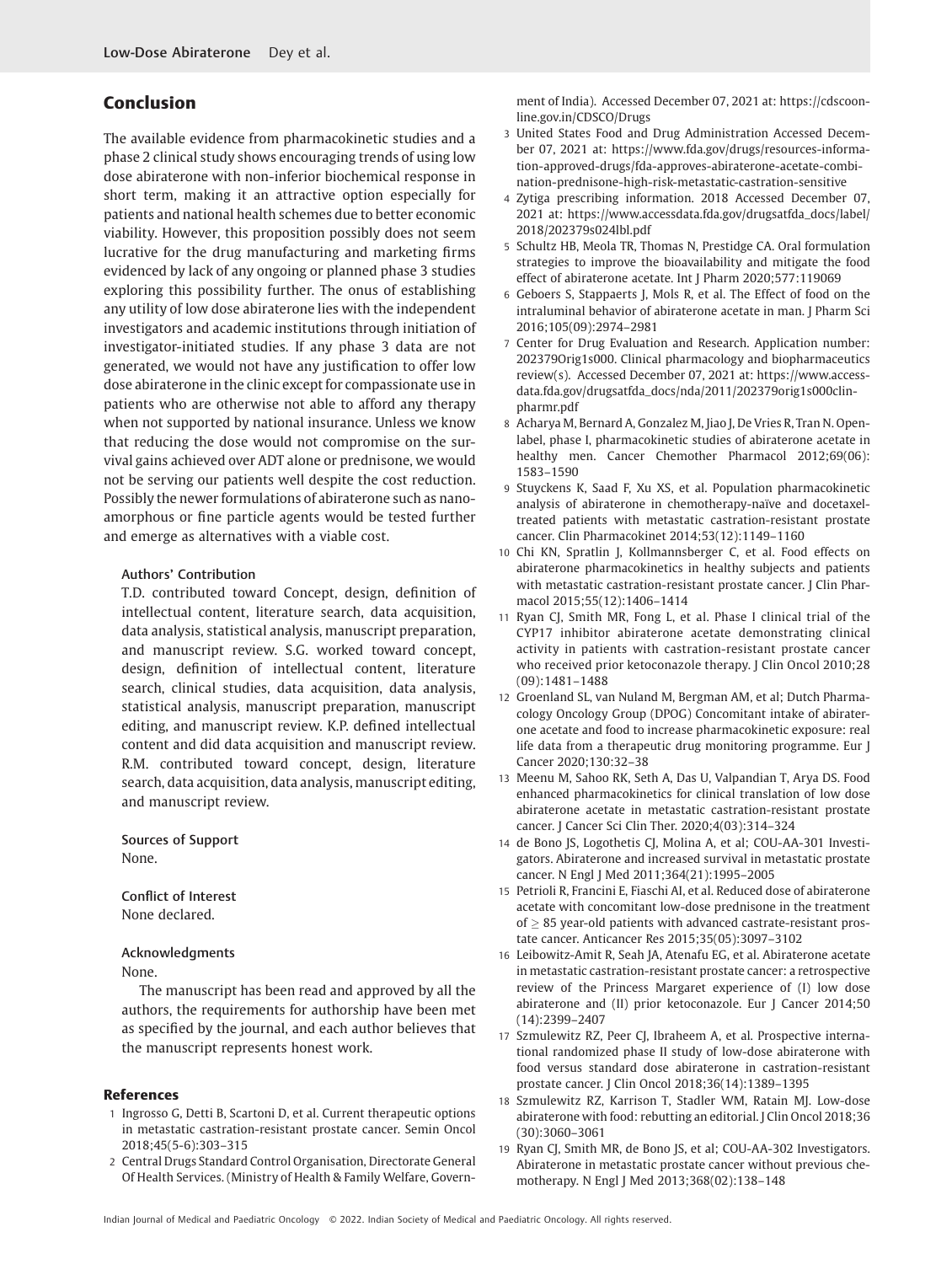## Conclusion

The available evidence from pharmacokinetic studies and a phase 2 clinical study shows encouraging trends of using low dose abiraterone with non-inferior biochemical response in short term, making it an attractive option especially for patients and national health schemes due to better economic viability. However, this proposition possibly does not seem lucrative for the drug manufacturing and marketing firms evidenced by lack of any ongoing or planned phase 3 studies exploring this possibility further. The onus of establishing any utility of low dose abiraterone lies with the independent investigators and academic institutions through initiation of investigator-initiated studies. If any phase 3 data are not generated, we would not have any justification to offer low dose abiraterone in the clinic except for compassionate use in patients who are otherwise not able to afford any therapy when not supported by national insurance. Unless we know that reducing the dose would not compromise on the survival gains achieved over ADT alone or prednisone, we would not be serving our patients well despite the cost reduction. Possibly the newer formulations of abiraterone such as nano-amorphous or fine particle agents would be tested further and emerge as alternatives with a viable cost.

### Authors' Contribution

T.D. contributed toward Concept, design, definition of intellectual content, literature search, data acquisition, data analysis, statistical analysis, manuscript preparation, and manuscript review. S.G. worked toward concept, design, definition of intellectual content, literature search, clinical studies, data acquisition, data analysis, statistical analysis, manuscript preparation, manuscript editing, and manuscript review. K.P. defined intellectual content and did data acquisition and manuscript review. R.M. contributed toward concept, design, literature search, data acquisition, data analysis, manuscript editing, and manuscript review.

### Sources of Support

None.

### Conflict of Interest

None declared.

### Acknowledgments

None.

The manuscript has been read and approved by all the authors, the requirements for authorship have been met as specified by the journal, and each author believes that the manuscript represents honest work.

## References

1. Ingrosso G, Detti B, Scartoni D, et al. Current therapeutic options in metastatic castration-resistant prostate cancer. Semin Oncol 2018;45(5-6):303–315
2. Central Drugs Standard Control Organisation, Directorate General Of Health Services. (Ministry of Health & Family Welfare, Government of India). Accessed December 07, 2021 at: https://cdscoonline.gov.in/CDSCO/Drugs
3. United States Food and Drug Administration Accessed December 07, 2021 at: https://www.fda.gov/drugs/resources-information-approved-drugs/fda-approves-abiraterone-acetate-combination-prednisone-high-risk-metastatic-castration-sensitive
4. Zytiga prescribing information. 2018 Accessed December 07, 2021 at: https://www.accessdata.fda.gov/drugsatfda_docs/label/2018/202379s024lbl.pdf
5. Schultz HB, Meola TR, Thomas N, Prestidge CA. Oral formulation strategies to improve the bioavailability and mitigate the food effect of abiraterone acetate. Int J Pharm 2020;577:119069
6. Geboers S, Stappaerts J, Mols R, et al. The Effect of food on the intraluminal behavior of abiraterone acetate in man. J Pharm Sci 2016;105(09):2974–2981
7. Center for Drug Evaluation and Research. Application number: 202379Orig1s000. Clinical pharmacology and biopharmaceutics review(s). Accessed December 07, 2021 at: https://www.accessdata.fda.gov/drugsatfda_docs/nda/2011/202379orig1s000clinpharmr.pdf
8. Acharya M, Bernard A, Gonzalez M, Jiao J, De Vries R, Tran N. Open-label, phase I, pharmacokinetic studies of abiraterone acetate in healthy men. Cancer Chemother Pharmacol 2012;69(06):1583–1590
9. Stuyckens K, Saad F, Xu XS, et al. Population pharmacokinetic analysis of abiraterone in chemotherapy-naïve and docetaxel-treated patients with metastatic castration-resistant prostate cancer. Clin Pharmacokinet 2014;53(12):1149–1160
10. Chi KN, Spratlin J, Kollmannsberger C, et al. Food effects on abiraterone pharmacokinetics in healthy subjects and patients with metastatic castration-resistant prostate cancer. J Clin Pharmacol 2015;55(12):1406–1414
11. Ryan CJ, Smith MR, Fong L, et al. Phase I clinical trial of the CYP17 inhibitor abiraterone acetate demonstrating clinical activity in patients with castration-resistant prostate cancer who received prior ketoconazole therapy. J Clin Oncol 2010;28(09):1481–1488
12. Groenland SL, van Nuland M, Bergman AM, et al; Dutch Pharmacology Oncology Group (DPOG) Concomitant intake of abiraterone acetate and food to increase pharmacokinetic exposure: real life data from a therapeutic drug monitoring programme. Eur J Cancer 2020;130:32–38
13. Meenu M, Sahoo RK, Seth A, Das U, Valpandian T, Arya DS. Food enhanced pharmacokinetics for clinical translation of low dose abiraterone acetate in metastatic castration-resistant prostate cancer. J Cancer Sci Clin Ther. 2020;4(03):314–324
14. de Bono JS, Logothetis CJ, Molina A, et al; COU-AA-301 Investigators. Abiraterone and increased survival in metastatic prostate cancer. N Engl J Med 2011;364(21):1995–2005
15. Petrioli R, Francini E, Fiaschi AI, et al. Reduced dose of abiraterone acetate with concomitant low-dose prednisone in the treatment of ≥ 85 year-old patients with advanced castrate-resistant prostate cancer. Anticancer Res 2015;35(05):3097–3102
16. Leibowitz-Amit R, Seah JA, Atenafu EG, et al. Abiraterone acetate in metastatic castration-resistant prostate cancer: a retrospective review of the Princess Margaret experience of (I) low dose abiraterone and (II) prior ketoconazole. Eur J Cancer 2014;50(14):2399–2407
17. Szmulewitz RZ, Peer CJ, Ibraheem A, et al. Prospective international randomized phase II study of low-dose abiraterone with food versus standard dose abiraterone in castration-resistant prostate cancer. J Clin Oncol 2018;36(14):1389–1395
18. Szmulewitz RZ, Karrison T, Stadler WM, Ratain MJ. Low-dose abiraterone with food: rebutting an editorial. J Clin Oncol 2018;36(30):3060–3061
19. Ryan CJ, Smith MR, de Bono JS, et al; COU-AA-302 Investigators. Abiraterone in metastatic prostate cancer without previous chemotherapy. N Engl J Med 2013;368(02):138–148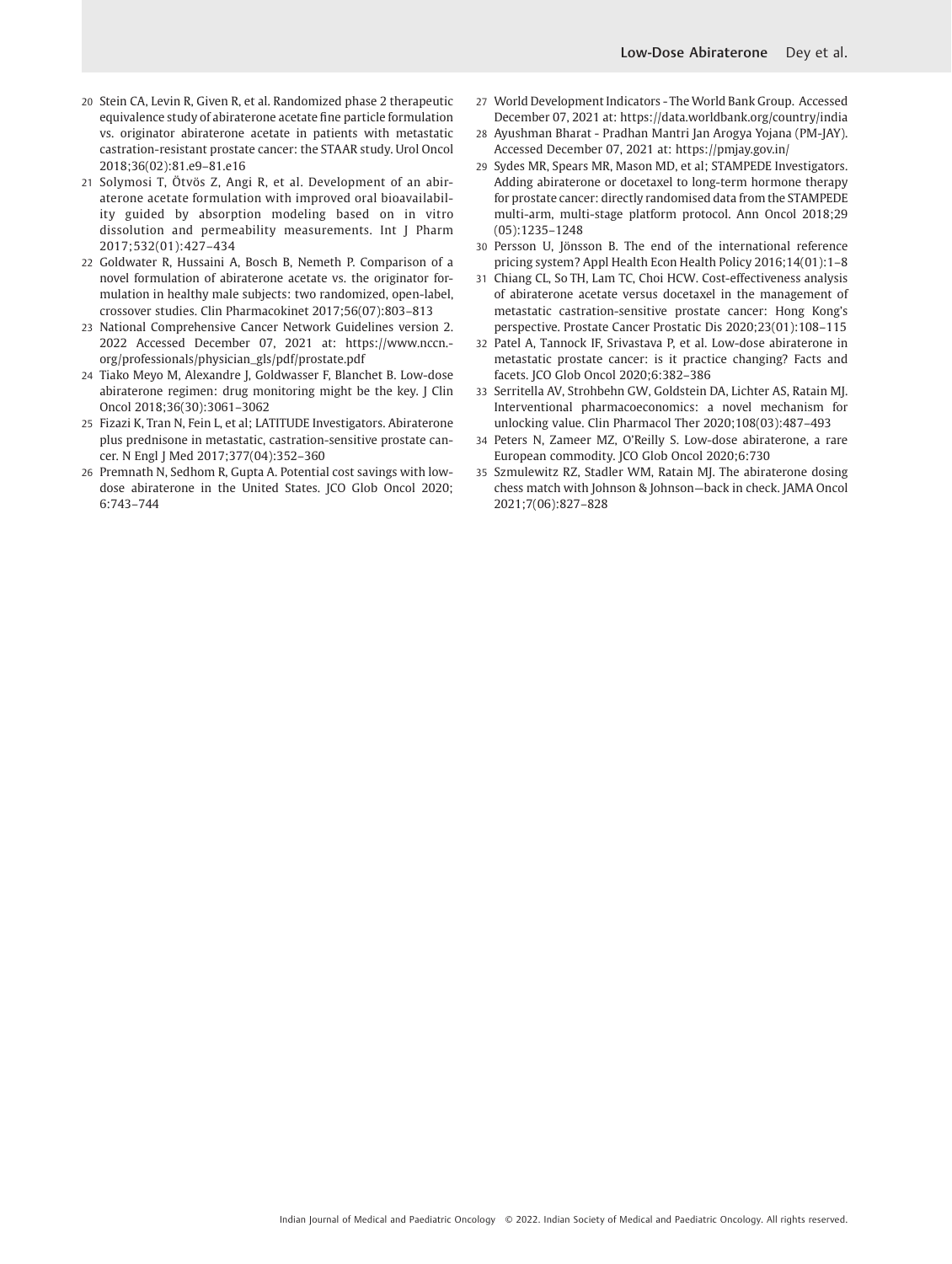20 Stein CA, Levin R, Given R, et al. Randomized phase 2 therapeutic equivalence study of abiraterone acetate fine particle formulation vs. originator abiraterone acetate in patients with metastatic castration-resistant prostate cancer: the STAAR study. Urol Oncol 2018;36(02):81.e9–81.e16

21 Solymosi T, Ötvös Z, Angi R, et al. Development of an abiraterone acetate formulation with improved oral bioavailability guided by absorption modeling based on in vitro dissolution and permeability measurements. Int J Pharm 2017;532(01):427–434

22 Goldwater R, Hussaini A, Bosch B, Nemeth P. Comparison of a novel formulation of abiraterone acetate vs. the originator formulation in healthy male subjects: two randomized, open-label, crossover studies. Clin Pharmacokinet 2017;56(07):803–813

23 National Comprehensive Cancer Network Guidelines version 2. 2022 Accessed December 07, 2021 at: https://www.nccn.org/professionals/physician_gls/pdf/prostate.pdf

24 Tiako Meyo M, Alexandre J, Goldwasser F, Blanchet B. Low-dose abiraterone regimen: drug monitoring might be the key. J Clin Oncol 2018;36(30):3061–3062

25 Fizazi K, Tran N, Fein L, et al; LATITUDE Investigators. Abiraterone plus prednisone in metastatic, castration-sensitive prostate cancer. N Engl J Med 2017;377(04):352–360

26 Premnath N, Sedhom R, Gupta A. Potential cost savings with low-dose abiraterone in the United States. JCO Glob Oncol 2020; 6:743–744

27 World Development Indicators - The World Bank Group. Accessed December 07, 2021 at: https://data.worldbank.org/country/india

28 Ayushman Bharat - Pradhan Mantri Jan Arogya Yojana (PM-JAY). Accessed December 07, 2021 at: https://pmjay.gov.in/

29 Sydes MR, Spears MR, Mason MD, et al; STAMPEDE Investigators. Adding abiraterone or docetaxel to long-term hormone therapy for prostate cancer: directly randomised data from the STAMPEDE multi-arm, multi-stage platform protocol. Ann Oncol 2018;29 (05):1235–1248

30 Persson U, Jönsson B. The end of the international reference pricing system? Appl Health Econ Health Policy 2016;14(01):1–8

31 Chiang CL, So TH, Lam TC, Choi HCW. Cost-effectiveness analysis of abiraterone acetate versus docetaxel in the management of metastatic castration-sensitive prostate cancer: Hong Kong's perspective. Prostate Cancer Prostatic Dis 2020;23(01):108–115

32 Patel A, Tannock IF, Srivastava P, et al. Low-dose abiraterone in metastatic prostate cancer: is it practice changing? Facts and facets. JCO Glob Oncol 2020;6:382–386

33 Serritella AV, Strohbehn GW, Goldstein DA, Lichter AS, Ratain MJ. Interventional pharmacoeconomics: a novel mechanism for unlocking value. Clin Pharmacol Ther 2020;108(03):487–493

34 Peters N, Zameer MZ, O'Reilly S. Low-dose abiraterone, a rare European commodity. JCO Glob Oncol 2020;6:730

35 Szmulewitz RZ, Stadler WM, Ratain MJ. The abiraterone dosing chess match with Johnson & Johnson—back in check. JAMA Oncol 2021;7(06):827–828